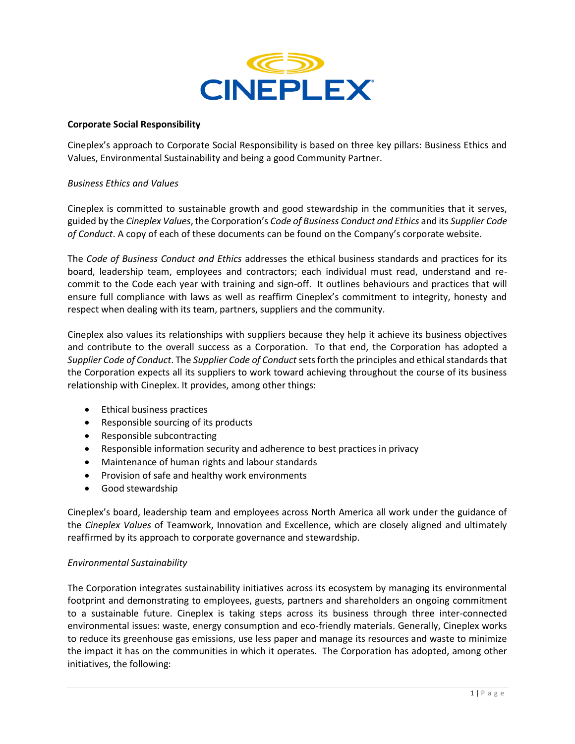**Corporate Social Responsibility**

Cineplex's approach to Corporate Social Responsibility is based on three key pillars: Business Ethics and Values, Environmental Sustainability and being a good Community Partner.

*Business Ethics and Values*

Cineplex is committed to sustainable growth and good stewardship in the communities that it serves, guided by the *Cineplex Values*, the Corporation's *Code of Business Conduct and Ethics* and its *Supplier Code of Conduct*. A copy of each of these documents can be found on the Company's corporate website.

The *Code of Business Conduct and Ethics* addresses the ethical business standards and practices for its board, leadership team, employees and contractors; each individual must read, understand and re-commit to the Code each year with training and sign-off. It outlines behaviours and practices that will ensure full compliance with laws as well as reaffirm Cineplex's commitment to integrity, honesty and respect when dealing with its team, partners, suppliers and the community.

Cineplex also values its relationships with suppliers because they help it achieve its business objectives and contribute to the overall success as a Corporation. To that end, the Corporation has adopted a *Supplier Code of Conduct*. The *Supplier Code of Conduct* sets forth the principles and ethical standards that the Corporation expects all its suppliers to work toward achieving throughout the course of its business relationship with Cineplex. It provides, among other things:

- Ethical business practices
- Responsible sourcing of its products
- Responsible subcontracting
- Responsible information security and adherence to best practices in privacy
- Maintenance of human rights and labour standards
- Provision of safe and healthy work environments
- Good stewardship

Cineplex's board, leadership team and employees across North America all work under the guidance of the *Cineplex Values* of Teamwork, Innovation and Excellence, which are closely aligned and ultimately reaffirmed by its approach to corporate governance and stewardship.

*Environmental Sustainability*

The Corporation integrates sustainability initiatives across its ecosystem by managing its environmental footprint and demonstrating to employees, guests, partners and shareholders an ongoing commitment to a sustainable future. Cineplex is taking steps across its business through three inter-connected environmental issues: waste, energy consumption and eco-friendly materials. Generally, Cineplex works to reduce its greenhouse gas emissions, use less paper and manage its resources and waste to minimize the impact it has on the communities in which it operates. The Corporation has adopted, among other initiatives, the following: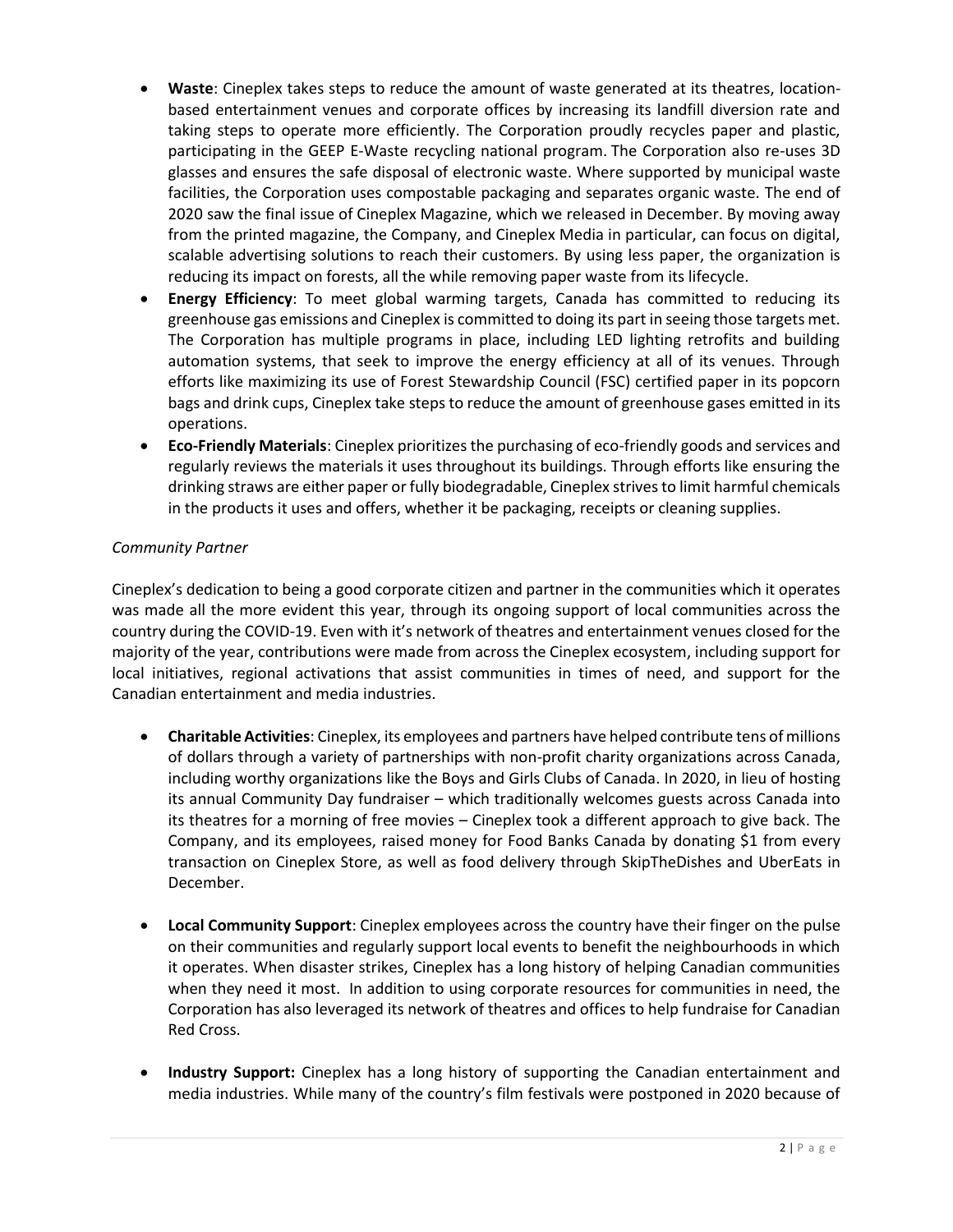- **Waste**: Cineplex takes steps to reduce the amount of waste generated at its theatres, location-based entertainment venues and corporate offices by increasing its landfill diversion rate and taking steps to operate more efficiently. The Corporation proudly recycles paper and plastic, participating in the GEEP E-Waste recycling national program. The Corporation also re-uses 3D glasses and ensures the safe disposal of electronic waste. Where supported by municipal waste facilities, the Corporation uses compostable packaging and separates organic waste. The end of 2020 saw the final issue of Cineplex Magazine, which we released in December. By moving away from the printed magazine, the Company, and Cineplex Media in particular, can focus on digital, scalable advertising solutions to reach their customers. By using less paper, the organization is reducing its impact on forests, all the while removing paper waste from its lifecycle.
- **Energy Efficiency**: To meet global warming targets, Canada has committed to reducing its greenhouse gas emissions and Cineplex is committed to doing its part in seeing those targets met. The Corporation has multiple programs in place, including LED lighting retrofits and building automation systems, that seek to improve the energy efficiency at all of its venues. Through efforts like maximizing its use of Forest Stewardship Council (FSC) certified paper in its popcorn bags and drink cups, Cineplex take steps to reduce the amount of greenhouse gases emitted in its operations.
- **Eco-Friendly Materials**: Cineplex prioritizes the purchasing of eco-friendly goods and services and regularly reviews the materials it uses throughout its buildings. Through efforts like ensuring the drinking straws are either paper or fully biodegradable, Cineplex strives to limit harmful chemicals in the products it uses and offers, whether it be packaging, receipts or cleaning supplies.

*Community Partner*

Cineplex's dedication to being a good corporate citizen and partner in the communities which it operates was made all the more evident this year, through its ongoing support of local communities across the country during the COVID-19. Even with it's network of theatres and entertainment venues closed for the majority of the year, contributions were made from across the Cineplex ecosystem, including support for local initiatives, regional activations that assist communities in times of need, and support for the Canadian entertainment and media industries.

- **Charitable Activities**: Cineplex, its employees and partners have helped contribute tens of millions of dollars through a variety of partnerships with non-profit charity organizations across Canada, including worthy organizations like the Boys and Girls Clubs of Canada. In 2020, in lieu of hosting its annual Community Day fundraiser – which traditionally welcomes guests across Canada into its theatres for a morning of free movies – Cineplex took a different approach to give back. The Company, and its employees, raised money for Food Banks Canada by donating $1 from every transaction on Cineplex Store, as well as food delivery through SkipTheDishes and UberEats in December.

- **Local Community Support**: Cineplex employees across the country have their finger on the pulse on their communities and regularly support local events to benefit the neighbourhoods in which it operates. When disaster strikes, Cineplex has a long history of helping Canadian communities when they need it most. In addition to using corporate resources for communities in need, the Corporation has also leveraged its network of theatres and offices to help fundraise for Canadian Red Cross.

- **Industry Support:** Cineplex has a long history of supporting the Canadian entertainment and media industries. While many of the country's film festivals were postponed in 2020 because of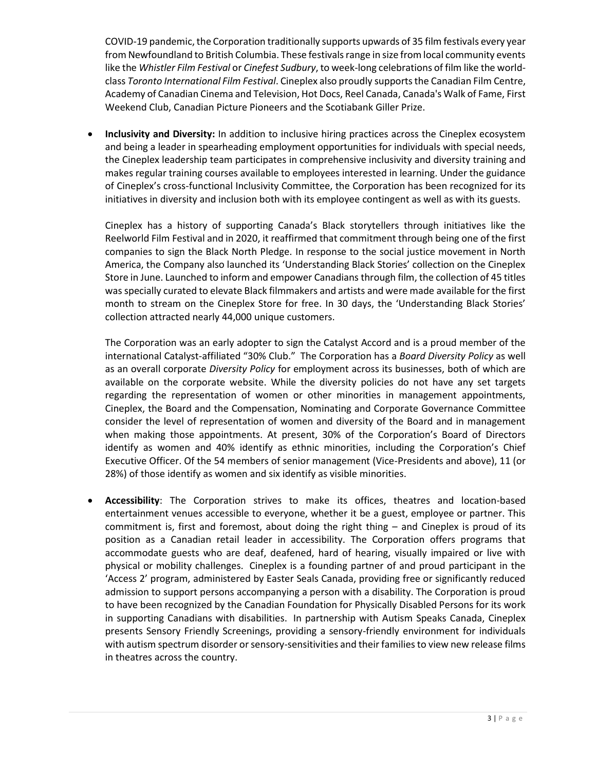COVID-19 pandemic, the Corporation traditionally supports upwards of 35 film festivals every year from Newfoundland to British Columbia. These festivals range in size from local community events like the *Whistler Film Festival* or *Cinefest Sudbury*, to week-long celebrations of film like the world-class *Toronto International Film Festival*. Cineplex also proudly supports the Canadian Film Centre, Academy of Canadian Cinema and Television, Hot Docs, Reel Canada, Canada's Walk of Fame, First Weekend Club, Canadian Picture Pioneers and the Scotiabank Giller Prize.

- **Inclusivity and Diversity:** In addition to inclusive hiring practices across the Cineplex ecosystem and being a leader in spearheading employment opportunities for individuals with special needs, the Cineplex leadership team participates in comprehensive inclusivity and diversity training and makes regular training courses available to employees interested in learning. Under the guidance of Cineplex's cross-functional Inclusivity Committee, the Corporation has been recognized for its initiatives in diversity and inclusion both with its employee contingent as well as with its guests.

  Cineplex has a history of supporting Canada's Black storytellers through initiatives like the Reelworld Film Festival and in 2020, it reaffirmed that commitment through being one of the first companies to sign the Black North Pledge. In response to the social justice movement in North America, the Company also launched its 'Understanding Black Stories' collection on the Cineplex Store in June. Launched to inform and empower Canadians through film, the collection of 45 titles was specially curated to elevate Black filmmakers and artists and were made available for the first month to stream on the Cineplex Store for free. In 30 days, the 'Understanding Black Stories' collection attracted nearly 44,000 unique customers.

  The Corporation was an early adopter to sign the Catalyst Accord and is a proud member of the international Catalyst-affiliated "30% Club." The Corporation has a *Board Diversity Policy* as well as an overall corporate *Diversity Policy* for employment across its businesses, both of which are available on the corporate website. While the diversity policies do not have any set targets regarding the representation of women or other minorities in management appointments, Cineplex, the Board and the Compensation, Nominating and Corporate Governance Committee consider the level of representation of women and diversity of the Board and in management when making those appointments. At present, 30% of the Corporation's Board of Directors identify as women and 40% identify as ethnic minorities, including the Corporation's Chief Executive Officer. Of the 54 members of senior management (Vice-Presidents and above), 11 (or 28%) of those identify as women and six identify as visible minorities.

- **Accessibility**: The Corporation strives to make its offices, theatres and location-based entertainment venues accessible to everyone, whether it be a guest, employee or partner. This commitment is, first and foremost, about doing the right thing – and Cineplex is proud of its position as a Canadian retail leader in accessibility. The Corporation offers programs that accommodate guests who are deaf, deafened, hard of hearing, visually impaired or live with physical or mobility challenges. Cineplex is a founding partner of and proud participant in the 'Access 2' program, administered by Easter Seals Canada, providing free or significantly reduced admission to support persons accompanying a person with a disability. The Corporation is proud to have been recognized by the Canadian Foundation for Physically Disabled Persons for its work in supporting Canadians with disabilities. In partnership with Autism Speaks Canada, Cineplex presents Sensory Friendly Screenings, providing a sensory-friendly environment for individuals with autism spectrum disorder or sensory-sensitivities and their families to view new release films in theatres across the country.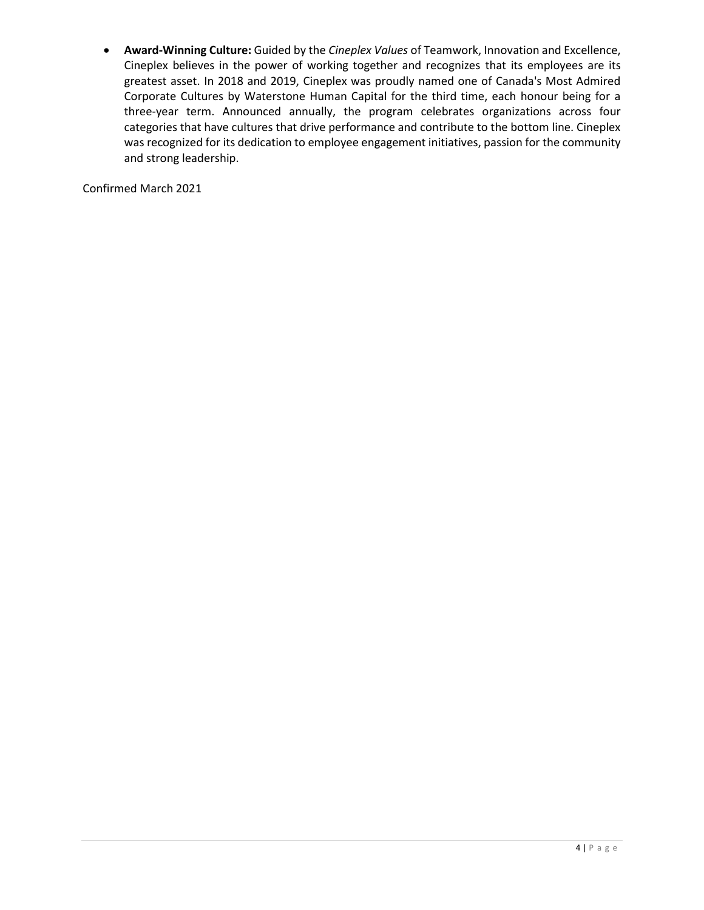- **Award-Winning Culture:** Guided by the *Cineplex Values* of Teamwork, Innovation and Excellence, Cineplex believes in the power of working together and recognizes that its employees are its greatest asset. In 2018 and 2019, Cineplex was proudly named one of Canada's Most Admired Corporate Cultures by Waterstone Human Capital for the third time, each honour being for a three-year term. Announced annually, the program celebrates organizations across four categories that have cultures that drive performance and contribute to the bottom line. Cineplex was recognized for its dedication to employee engagement initiatives, passion for the community and strong leadership.

Confirmed March 2021